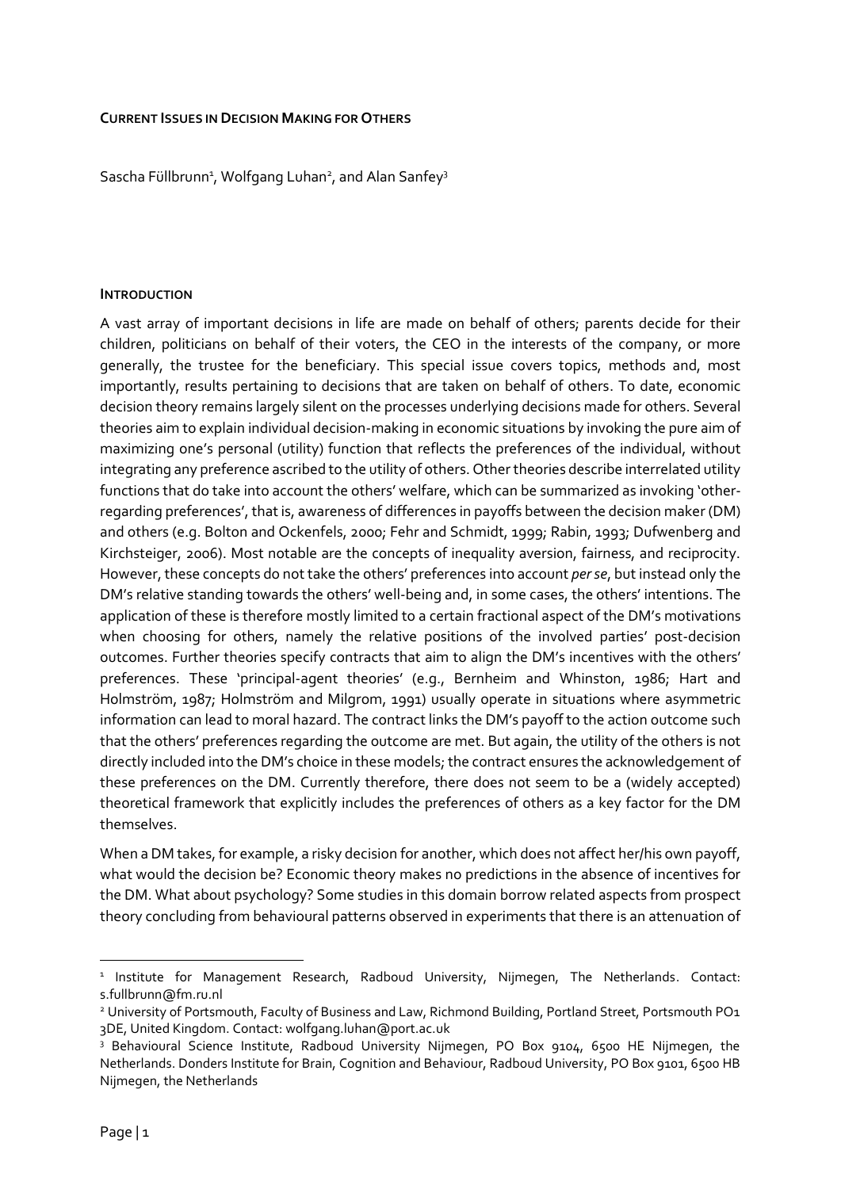**CURRENT ISSUES IN DECISION MAKING FOR OTHERS**

Sascha Füllbrunn[1], Wolfgang Luhan[2], and Alan Sanfey[3]

**INTRODUCTION**

A vast array of important decisions in life are made on behalf of others; parents decide for their children, politicians on behalf of their voters, the CEO in the interests of the company, or more generally, the trustee for the beneficiary. This special issue covers topics, methods and, most importantly, results pertaining to decisions that are taken on behalf of others. To date, economic decision theory remains largely silent on the processes underlying decisions made for others. Several theories aim to explain individual decision-making in economic situations by invoking the pure aim of maximizing one's personal (utility) function that reflects the preferences of the individual, without integrating any preference ascribed to the utility of others. Other theories describe interrelated utility functions that do take into account the others' welfare, which can be summarized as invoking 'other-regarding preferences', that is, awareness of differences in payoffs between the decision maker (DM) and others (e.g. Bolton and Ockenfels, 2000; Fehr and Schmidt, 1999; Rabin, 1993; Dufwenberg and Kirchsteiger, 2006). Most notable are the concepts of inequality aversion, fairness, and reciprocity. However, these concepts do not take the others' preferences into account *per se*, but instead only the DM's relative standing towards the others' well-being and, in some cases, the others' intentions. The application of these is therefore mostly limited to a certain fractional aspect of the DM's motivations when choosing for others, namely the relative positions of the involved parties' post-decision outcomes. Further theories specify contracts that aim to align the DM's incentives with the others' preferences. These 'principal-agent theories' (e.g., Bernheim and Whinston, 1986; Hart and Holmström, 1987; Holmström and Milgrom, 1991) usually operate in situations where asymmetric information can lead to moral hazard. The contract links the DM's payoff to the action outcome such that the others' preferences regarding the outcome are met. But again, the utility of the others is not directly included into the DM's choice in these models; the contract ensures the acknowledgement of these preferences on the DM. Currently therefore, there does not seem to be a (widely accepted) theoretical framework that explicitly includes the preferences of others as a key factor for the DM themselves.

When a DM takes, for example, a risky decision for another, which does not affect her/his own payoff, what would the decision be? Economic theory makes no predictions in the absence of incentives for the DM. What about psychology? Some studies in this domain borrow related aspects from prospect theory concluding from behavioural patterns observed in experiments that there is an attenuation of

---

[1] Institute for Management Research, Radboud University, Nijmegen, The Netherlands. Contact: s.fullbrunn@fm.ru.nl

[2] University of Portsmouth, Faculty of Business and Law, Richmond Building, Portland Street, Portsmouth PO1 3DE, United Kingdom. Contact: wolfgang.luhan@port.ac.uk

[3] Behavioural Science Institute, Radboud University Nijmegen, PO Box 9104, 6500 HE Nijmegen, the Netherlands. Donders Institute for Brain, Cognition and Behaviour, Radboud University, PO Box 9101, 6500 HB Nijmegen, the Netherlands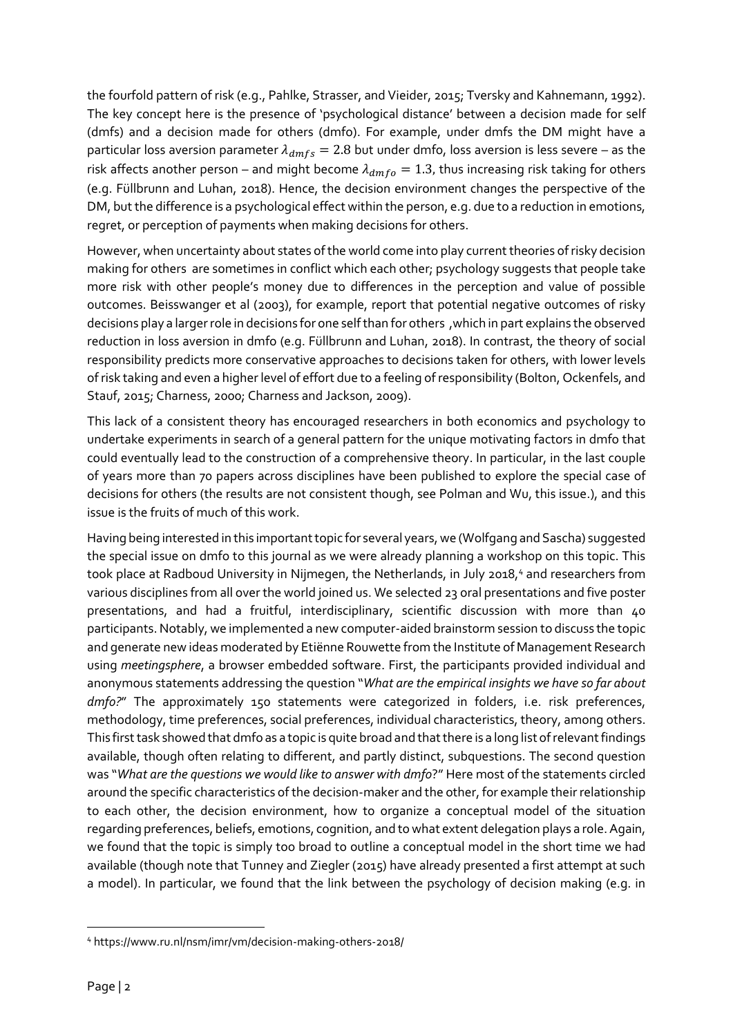the fourfold pattern of risk (e.g., Pahlke, Strasser, and Vieider, 2015; Tversky and Kahnemann, 1992). The key concept here is the presence of 'psychological distance' between a decision made for self (dmfs) and a decision made for others (dmfo). For example, under dmfs the DM might have a particular loss aversion parameter $\lambda_{dmfs} = 2.8$ but under dmfo, loss aversion is less severe – as the risk affects another person – and might become $\lambda_{dmfo} = 1.3$, thus increasing risk taking for others (e.g. Füllbrunn and Luhan, 2018). Hence, the decision environment changes the perspective of the DM, but the difference is a psychological effect within the person, e.g. due to a reduction in emotions, regret, or perception of payments when making decisions for others.

However, when uncertainty about states of the world come into play current theories of risky decision making for others are sometimes in conflict which each other; psychology suggests that people take more risk with other people's money due to differences in the perception and value of possible outcomes. Beisswanger et al (2003), for example, report that potential negative outcomes of risky decisions play a larger role in decisions for one self than for others ,which in part explains the observed reduction in loss aversion in dmfo (e.g. Füllbrunn and Luhan, 2018). In contrast, the theory of social responsibility predicts more conservative approaches to decisions taken for others, with lower levels of risk taking and even a higher level of effort due to a feeling of responsibility (Bolton, Ockenfels, and Stauf, 2015; Charness, 2000; Charness and Jackson, 2009).

This lack of a consistent theory has encouraged researchers in both economics and psychology to undertake experiments in search of a general pattern for the unique motivating factors in dmfo that could eventually lead to the construction of a comprehensive theory. In particular, in the last couple of years more than 70 papers across disciplines have been published to explore the special case of decisions for others (the results are not consistent though, see Polman and Wu, this issue.), and this issue is the fruits of much of this work.

Having being interested in this important topic for several years, we (Wolfgang and Sascha) suggested the special issue on dmfo to this journal as we were already planning a workshop on this topic. This took place at Radboud University in Nijmegen, the Netherlands, in July 2018,[4] and researchers from various disciplines from all over the world joined us. We selected 23 oral presentations and five poster presentations, and had a fruitful, interdisciplinary, scientific discussion with more than 40 participants. Notably, we implemented a new computer-aided brainstorm session to discuss the topic and generate new ideas moderated by Etiënne Rouwette from the Institute of Management Research using *meetingsphere*, a browser embedded software. First, the participants provided individual and anonymous statements addressing the question "*What are the empirical insights we have so far about dmfo?*" The approximately 150 statements were categorized in folders, i.e. risk preferences, methodology, time preferences, social preferences, individual characteristics, theory, among others. This first task showed that dmfo as a topic is quite broad and that there is a long list of relevant findings available, though often relating to different, and partly distinct, subquestions. The second question was "*What are the questions we would like to answer with dmfo*?" Here most of the statements circled around the specific characteristics of the decision-maker and the other, for example their relationship to each other, the decision environment, how to organize a conceptual model of the situation regarding preferences, beliefs, emotions, cognition, and to what extent delegation plays a role. Again, we found that the topic is simply too broad to outline a conceptual model in the short time we had available (though note that Tunney and Ziegler (2015) have already presented a first attempt at such a model). In particular, we found that the link between the psychology of decision making (e.g. in

[4] https://www.ru.nl/nsm/imr/vm/decision-making-others-2018/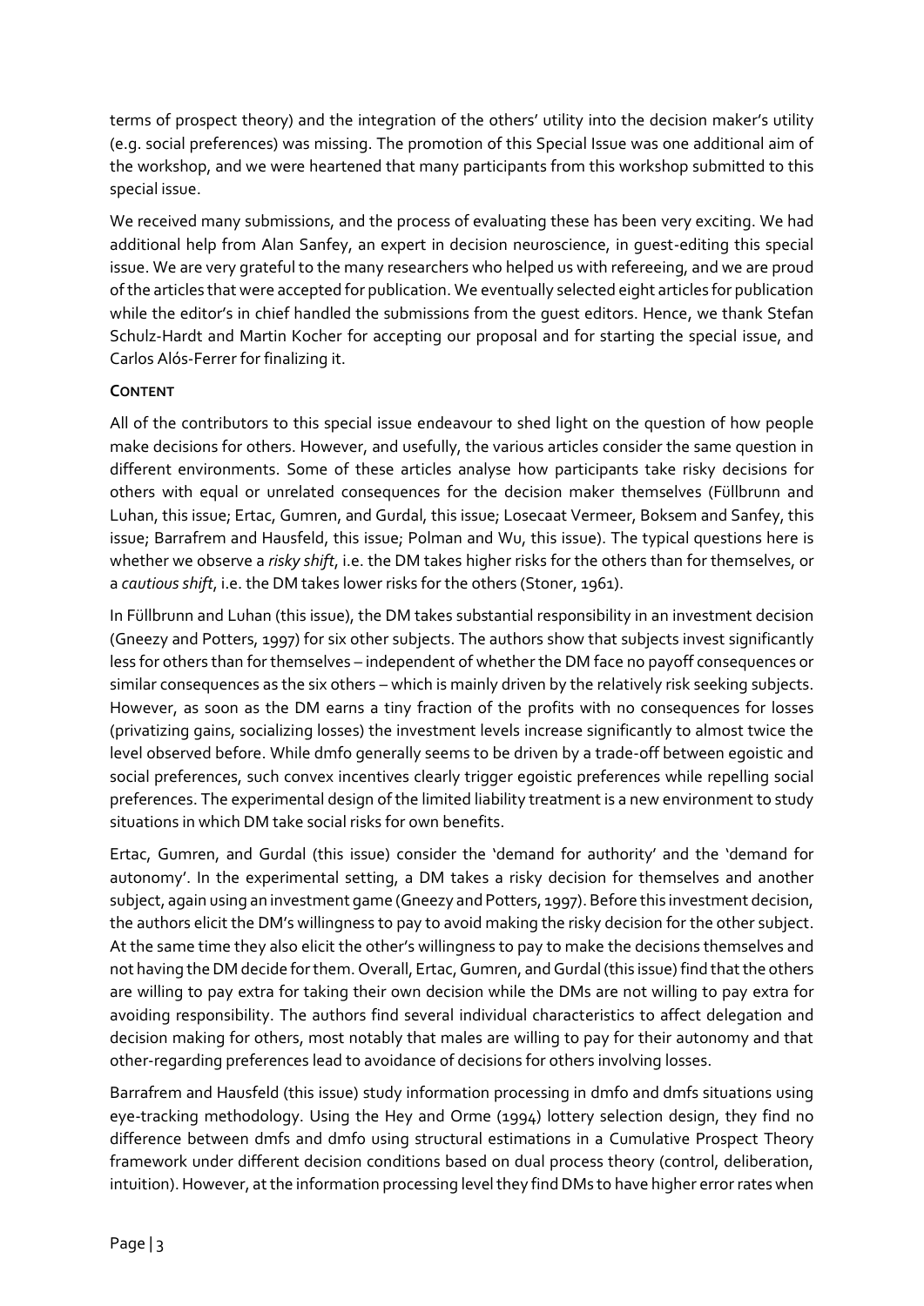terms of prospect theory) and the integration of the others' utility into the decision maker's utility (e.g. social preferences) was missing. The promotion of this Special Issue was one additional aim of the workshop, and we were heartened that many participants from this workshop submitted to this special issue.

We received many submissions, and the process of evaluating these has been very exciting. We had additional help from Alan Sanfey, an expert in decision neuroscience, in guest-editing this special issue. We are very grateful to the many researchers who helped us with refereeing, and we are proud of the articles that were accepted for publication. We eventually selected eight articles for publication while the editor's in chief handled the submissions from the guest editors. Hence, we thank Stefan Schulz-Hardt and Martin Kocher for accepting our proposal and for starting the special issue, and Carlos Alós-Ferrer for finalizing it.

**CONTENT**

All of the contributors to this special issue endeavour to shed light on the question of how people make decisions for others. However, and usefully, the various articles consider the same question in different environments. Some of these articles analyse how participants take risky decisions for others with equal or unrelated consequences for the decision maker themselves (Füllbrunn and Luhan, this issue; Ertac, Gumren, and Gurdal, this issue; Losecaat Vermeer, Boksem and Sanfey, this issue; Barrafrem and Hausfeld, this issue; Polman and Wu, this issue). The typical questions here is whether we observe a *risky shift*, i.e. the DM takes higher risks for the others than for themselves, or a *cautious shift*, i.e. the DM takes lower risks for the others (Stoner, 1961).

In Füllbrunn and Luhan (this issue), the DM takes substantial responsibility in an investment decision (Gneezy and Potters, 1997) for six other subjects. The authors show that subjects invest significantly less for others than for themselves – independent of whether the DM face no payoff consequences or similar consequences as the six others – which is mainly driven by the relatively risk seeking subjects. However, as soon as the DM earns a tiny fraction of the profits with no consequences for losses (privatizing gains, socializing losses) the investment levels increase significantly to almost twice the level observed before. While dmfo generally seems to be driven by a trade-off between egoistic and social preferences, such convex incentives clearly trigger egoistic preferences while repelling social preferences. The experimental design of the limited liability treatment is a new environment to study situations in which DM take social risks for own benefits.

Ertac, Gumren, and Gurdal (this issue) consider the 'demand for authority' and the 'demand for autonomy'. In the experimental setting, a DM takes a risky decision for themselves and another subject, again using an investment game (Gneezy and Potters, 1997). Before this investment decision, the authors elicit the DM's willingness to pay to avoid making the risky decision for the other subject. At the same time they also elicit the other's willingness to pay to make the decisions themselves and not having the DM decide for them. Overall, Ertac, Gumren, and Gurdal (this issue) find that the others are willing to pay extra for taking their own decision while the DMs are not willing to pay extra for avoiding responsibility. The authors find several individual characteristics to affect delegation and decision making for others, most notably that males are willing to pay for their autonomy and that other-regarding preferences lead to avoidance of decisions for others involving losses.

Barrafrem and Hausfeld (this issue) study information processing in dmfo and dmfs situations using eye-tracking methodology. Using the Hey and Orme (1994) lottery selection design, they find no difference between dmfs and dmfo using structural estimations in a Cumulative Prospect Theory framework under different decision conditions based on dual process theory (control, deliberation, intuition). However, at the information processing level they find DMs to have higher error rates when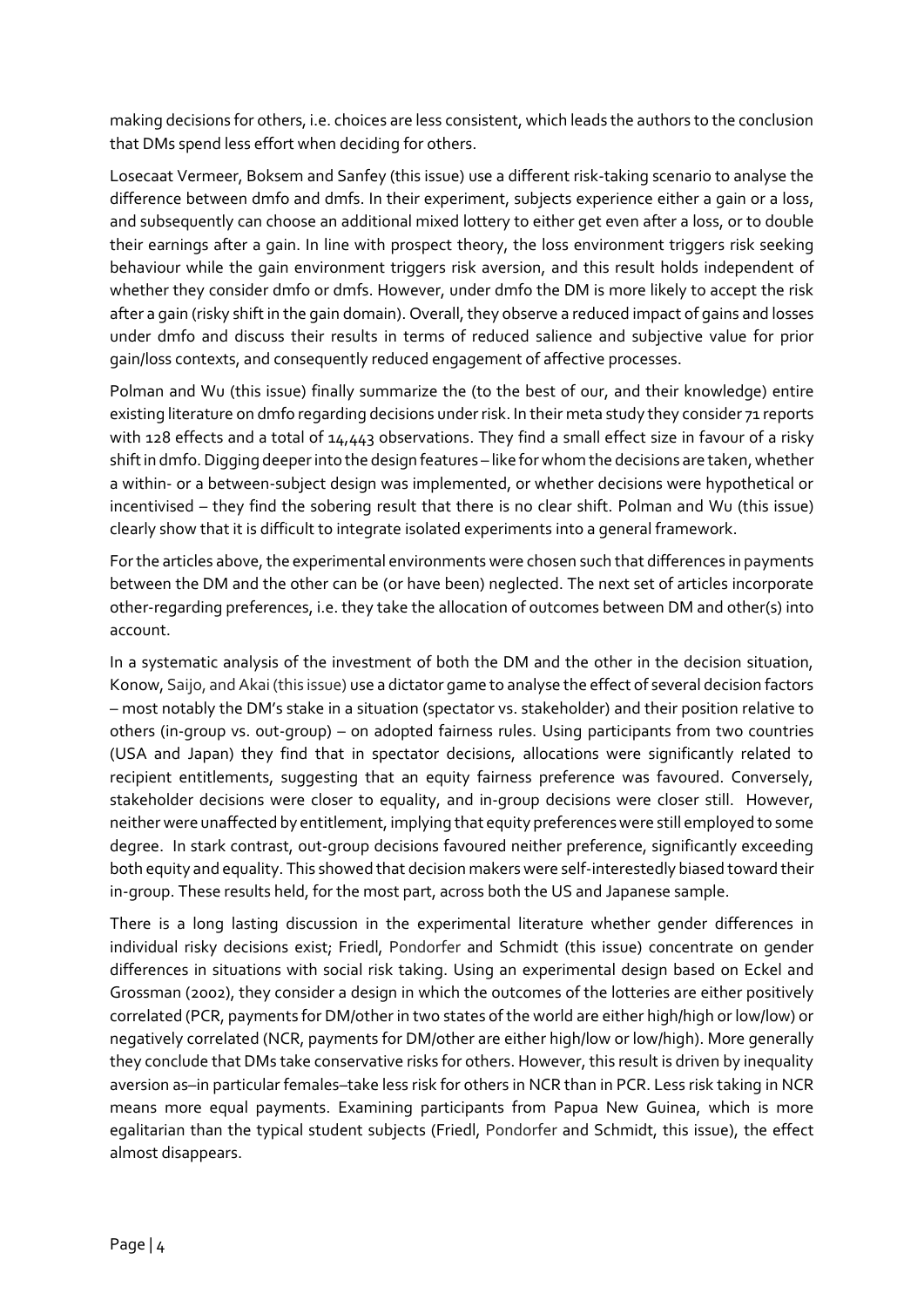making decisions for others, i.e. choices are less consistent, which leads the authors to the conclusion that DMs spend less effort when deciding for others.

Losecaat Vermeer, Boksem and Sanfey (this issue) use a different risk-taking scenario to analyse the difference between dmfo and dmfs. In their experiment, subjects experience either a gain or a loss, and subsequently can choose an additional mixed lottery to either get even after a loss, or to double their earnings after a gain. In line with prospect theory, the loss environment triggers risk seeking behaviour while the gain environment triggers risk aversion, and this result holds independent of whether they consider dmfo or dmfs. However, under dmfo the DM is more likely to accept the risk after a gain (risky shift in the gain domain). Overall, they observe a reduced impact of gains and losses under dmfo and discuss their results in terms of reduced salience and subjective value for prior gain/loss contexts, and consequently reduced engagement of affective processes.

Polman and Wu (this issue) finally summarize the (to the best of our, and their knowledge) entire existing literature on dmfo regarding decisions under risk. In their meta study they consider 71 reports with 128 effects and a total of 14,443 observations. They find a small effect size in favour of a risky shift in dmfo. Digging deeper into the design features – like for whom the decisions are taken, whether a within- or a between-subject design was implemented, or whether decisions were hypothetical or incentivised – they find the sobering result that there is no clear shift. Polman and Wu (this issue) clearly show that it is difficult to integrate isolated experiments into a general framework.

For the articles above, the experimental environments were chosen such that differences in payments between the DM and the other can be (or have been) neglected. The next set of articles incorporate other-regarding preferences, i.e. they take the allocation of outcomes between DM and other(s) into account.

In a systematic analysis of the investment of both the DM and the other in the decision situation, Konow, Saijo, and Akai (this issue) use a dictator game to analyse the effect of several decision factors – most notably the DM's stake in a situation (spectator vs. stakeholder) and their position relative to others (in-group vs. out-group) – on adopted fairness rules. Using participants from two countries (USA and Japan) they find that in spectator decisions, allocations were significantly related to recipient entitlements, suggesting that an equity fairness preference was favoured. Conversely, stakeholder decisions were closer to equality, and in-group decisions were closer still. However, neither were unaffected by entitlement, implying that equity preferences were still employed to some degree. In stark contrast, out-group decisions favoured neither preference, significantly exceeding both equity and equality. This showed that decision makers were self-interestedly biased toward their in-group. These results held, for the most part, across both the US and Japanese sample.

There is a long lasting discussion in the experimental literature whether gender differences in individual risky decisions exist; Friedl, Pondorfer and Schmidt (this issue) concentrate on gender differences in situations with social risk taking. Using an experimental design based on Eckel and Grossman (2002), they consider a design in which the outcomes of the lotteries are either positively correlated (PCR, payments for DM/other in two states of the world are either high/high or low/low) or negatively correlated (NCR, payments for DM/other are either high/low or low/high). More generally they conclude that DMs take conservative risks for others. However, this result is driven by inequality aversion as–in particular females–take less risk for others in NCR than in PCR. Less risk taking in NCR means more equal payments. Examining participants from Papua New Guinea, which is more egalitarian than the typical student subjects (Friedl, Pondorfer and Schmidt, this issue), the effect almost disappears.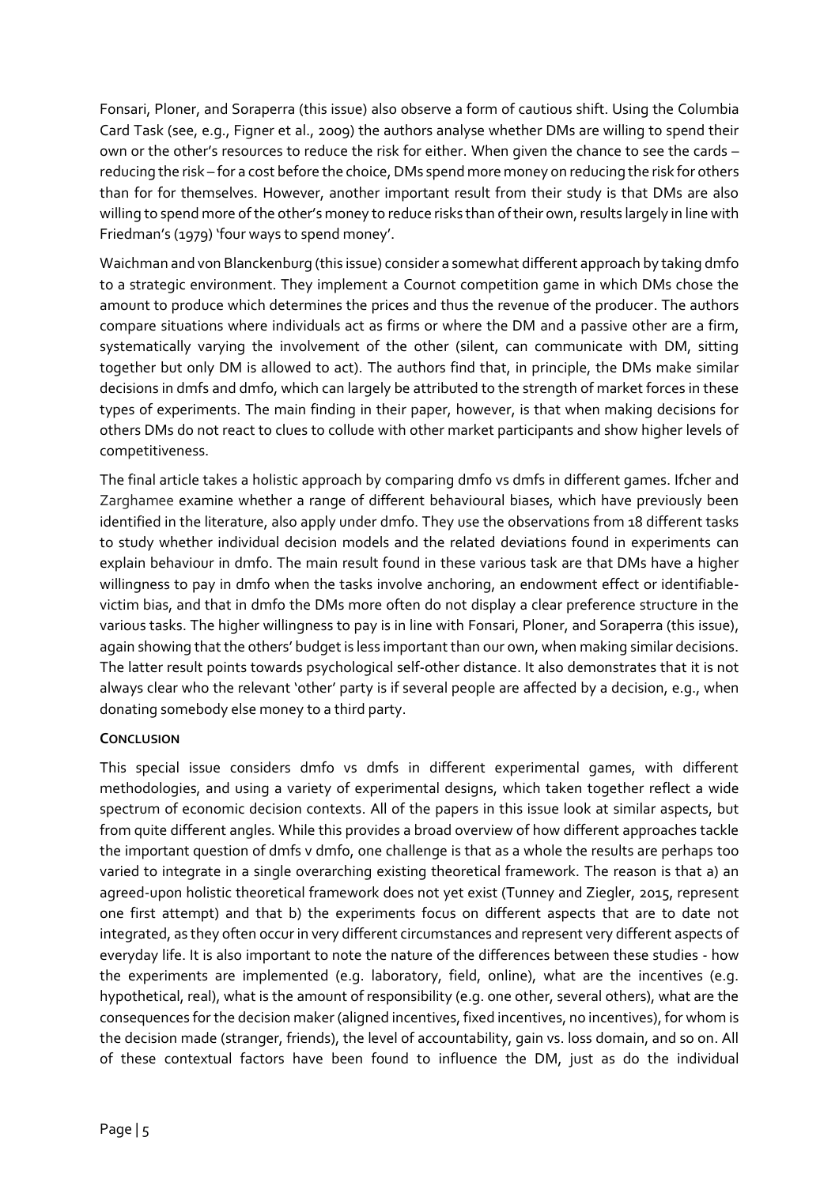Fonsari, Ploner, and Soraperra (this issue) also observe a form of cautious shift. Using the Columbia Card Task (see, e.g., Figner et al., 2009) the authors analyse whether DMs are willing to spend their own or the other's resources to reduce the risk for either. When given the chance to see the cards – reducing the risk – for a cost before the choice, DMs spend more money on reducing the risk for others than for for themselves. However, another important result from their study is that DMs are also willing to spend more of the other's money to reduce risks than of their own, results largely in line with Friedman's (1979) 'four ways to spend money'.

Waichman and von Blanckenburg (this issue) consider a somewhat different approach by taking dmfo to a strategic environment. They implement a Cournot competition game in which DMs chose the amount to produce which determines the prices and thus the revenue of the producer. The authors compare situations where individuals act as firms or where the DM and a passive other are a firm, systematically varying the involvement of the other (silent, can communicate with DM, sitting together but only DM is allowed to act). The authors find that, in principle, the DMs make similar decisions in dmfs and dmfo, which can largely be attributed to the strength of market forces in these types of experiments. The main finding in their paper, however, is that when making decisions for others DMs do not react to clues to collude with other market participants and show higher levels of competitiveness.

The final article takes a holistic approach by comparing dmfo vs dmfs in different games. Ifcher and Zarghamee examine whether a range of different behavioural biases, which have previously been identified in the literature, also apply under dmfo. They use the observations from 18 different tasks to study whether individual decision models and the related deviations found in experiments can explain behaviour in dmfo. The main result found in these various task are that DMs have a higher willingness to pay in dmfo when the tasks involve anchoring, an endowment effect or identifiable-victim bias, and that in dmfo the DMs more often do not display a clear preference structure in the various tasks. The higher willingness to pay is in line with Fonsari, Ploner, and Soraperra (this issue), again showing that the others' budget is less important than our own, when making similar decisions. The latter result points towards psychological self-other distance. It also demonstrates that it is not always clear who the relevant 'other' party is if several people are affected by a decision, e.g., when donating somebody else money to a third party.

## Conclusion

This special issue considers dmfo vs dmfs in different experimental games, with different methodologies, and using a variety of experimental designs, which taken together reflect a wide spectrum of economic decision contexts. All of the papers in this issue look at similar aspects, but from quite different angles. While this provides a broad overview of how different approaches tackle the important question of dmfs v dmfo, one challenge is that as a whole the results are perhaps too varied to integrate in a single overarching existing theoretical framework. The reason is that a) an agreed-upon holistic theoretical framework does not yet exist (Tunney and Ziegler, 2015, represent one first attempt) and that b) the experiments focus on different aspects that are to date not integrated, as they often occur in very different circumstances and represent very different aspects of everyday life. It is also important to note the nature of the differences between these studies - how the experiments are implemented (e.g. laboratory, field, online), what are the incentives (e.g. hypothetical, real), what is the amount of responsibility (e.g. one other, several others), what are the consequences for the decision maker (aligned incentives, fixed incentives, no incentives), for whom is the decision made (stranger, friends), the level of accountability, gain vs. loss domain, and so on. All of these contextual factors have been found to influence the DM, just as do the individual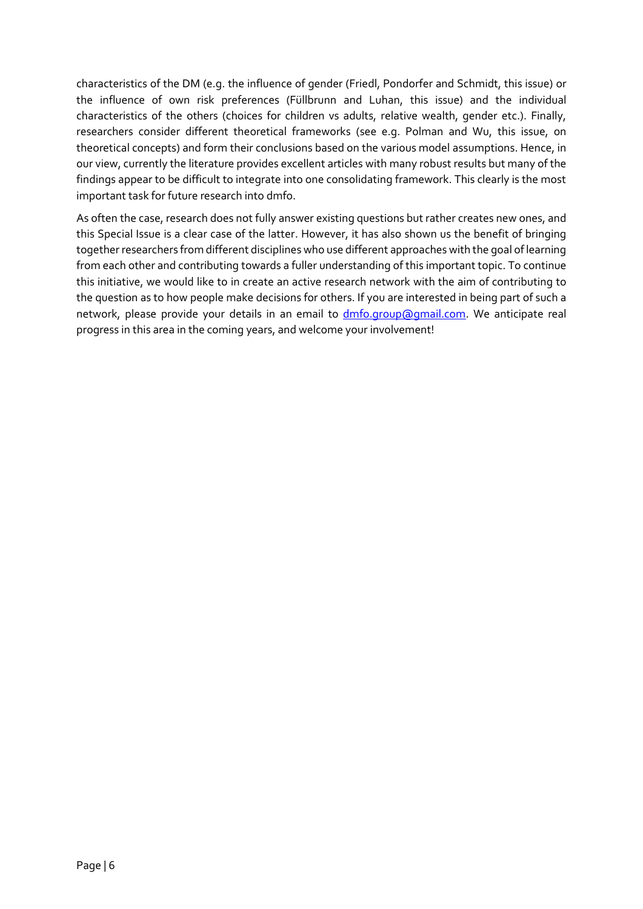characteristics of the DM (e.g. the influence of gender (Friedl, Pondorfer and Schmidt, this issue) or the influence of own risk preferences (Füllbrunn and Luhan, this issue) and the individual characteristics of the others (choices for children vs adults, relative wealth, gender etc.). Finally, researchers consider different theoretical frameworks (see e.g. Polman and Wu, this issue, on theoretical concepts) and form their conclusions based on the various model assumptions. Hence, in our view, currently the literature provides excellent articles with many robust results but many of the findings appear to be difficult to integrate into one consolidating framework. This clearly is the most important task for future research into dmfo.

As often the case, research does not fully answer existing questions but rather creates new ones, and this Special Issue is a clear case of the latter. However, it has also shown us the benefit of bringing together researchers from different disciplines who use different approaches with the goal of learning from each other and contributing towards a fuller understanding of this important topic. To continue this initiative, we would like to in create an active research network with the aim of contributing to the question as to how people make decisions for others. If you are interested in being part of such a network, please provide your details in an email to dmfo.group@gmail.com. We anticipate real progress in this area in the coming years, and welcome your involvement!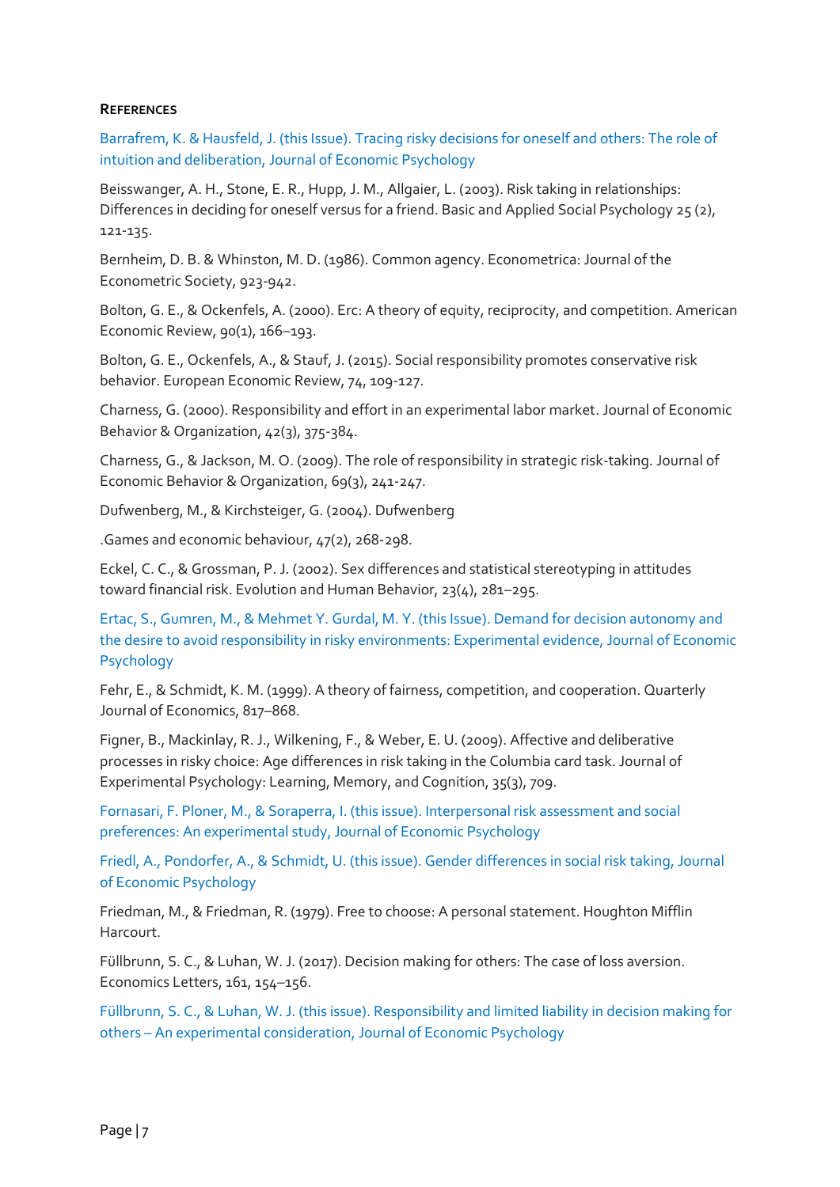**REFERENCES**

Barrafrem, K. & Hausfeld, J. (this Issue). Tracing risky decisions for oneself and others: The role of intuition and deliberation, Journal of Economic Psychology

Beisswanger, A. H., Stone, E. R., Hupp, J. M., Allgaier, L. (2003). Risk taking in relationships: Differences in deciding for oneself versus for a friend. Basic and Applied Social Psychology 25 (2), 121-135.

Bernheim, D. B. & Whinston, M. D. (1986). Common agency. Econometrica: Journal of the Econometric Society, 923-942.

Bolton, G. E., & Ockenfels, A. (2000). Erc: A theory of equity, reciprocity, and competition. American Economic Review, 90(1), 166–193.

Bolton, G. E., Ockenfels, A., & Stauf, J. (2015). Social responsibility promotes conservative risk behavior. European Economic Review, 74, 109-127.

Charness, G. (2000). Responsibility and effort in an experimental labor market. Journal of Economic Behavior & Organization, 42(3), 375-384.

Charness, G., & Jackson, M. O. (2009). The role of responsibility in strategic risk-taking. Journal of Economic Behavior & Organization, 69(3), 241-247.

Dufwenberg, M., & Kirchsteiger, G. (2004). Dufwenberg

.Games and economic behaviour, 47(2), 268-298.

Eckel, C. C., & Grossman, P. J. (2002). Sex differences and statistical stereotyping in attitudes toward financial risk. Evolution and Human Behavior, 23(4), 281–295.

Ertac, S., Gumren, M., & Mehmet Y. Gurdal, M. Y. (this Issue). Demand for decision autonomy and the desire to avoid responsibility in risky environments: Experimental evidence, Journal of Economic Psychology

Fehr, E., & Schmidt, K. M. (1999). A theory of fairness, competition, and cooperation. Quarterly Journal of Economics, 817–868.

Figner, B., Mackinlay, R. J., Wilkening, F., & Weber, E. U. (2009). Affective and deliberative processes in risky choice: Age differences in risk taking in the Columbia card task. Journal of Experimental Psychology: Learning, Memory, and Cognition, 35(3), 709.

Fornasari, F. Ploner, M., & Soraperra, I. (this issue). Interpersonal risk assessment and social preferences: An experimental study, Journal of Economic Psychology

Friedl, A., Pondorfer, A., & Schmidt, U. (this issue). Gender differences in social risk taking, Journal of Economic Psychology

Friedman, M., & Friedman, R. (1979). Free to choose: A personal statement. Houghton Mifflin Harcourt.

Füllbrunn, S. C., & Luhan, W. J. (2017). Decision making for others: The case of loss aversion. Economics Letters, 161, 154–156.

Füllbrunn, S. C., & Luhan, W. J. (this issue). Responsibility and limited liability in decision making for others – An experimental consideration, Journal of Economic Psychology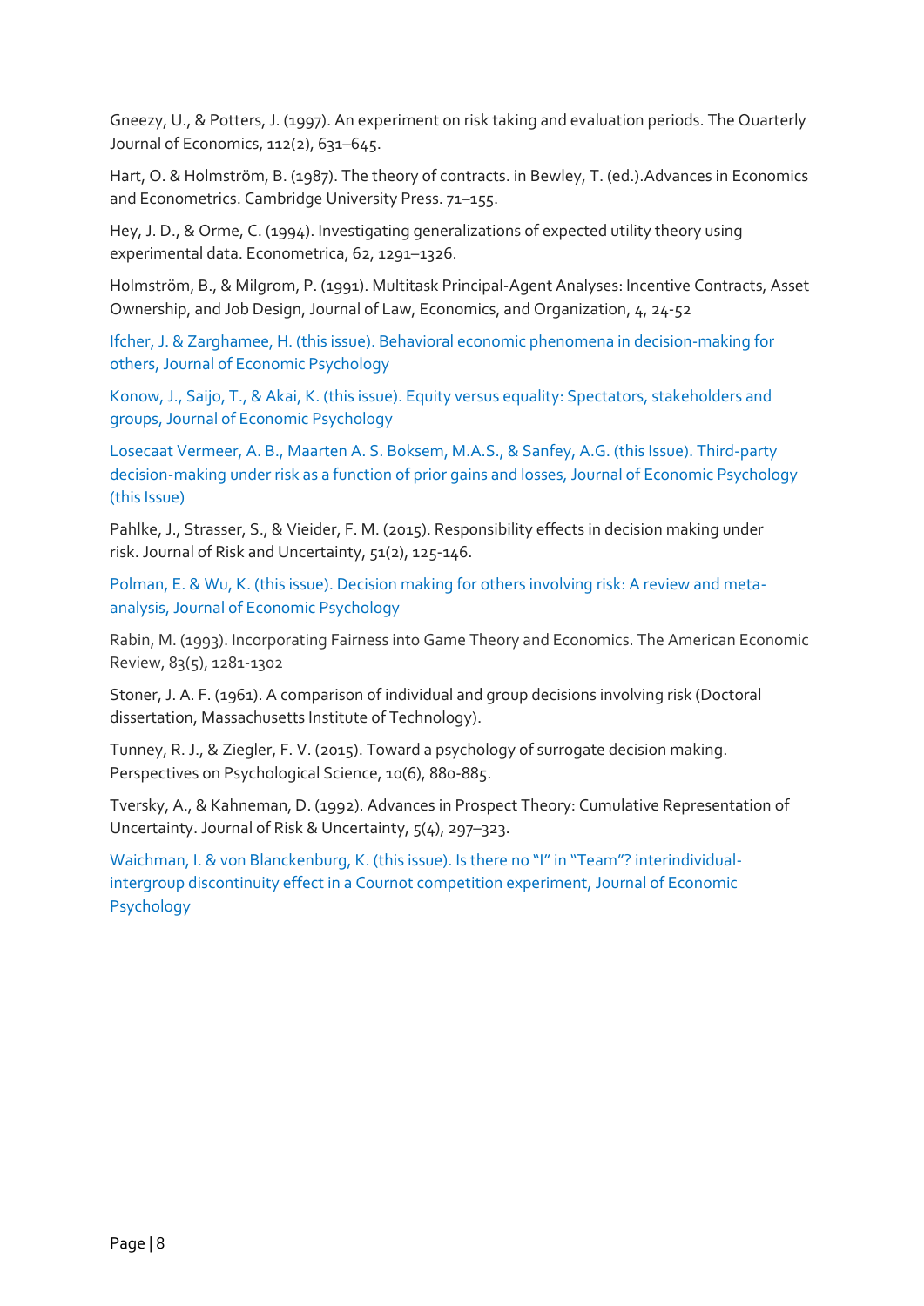Gneezy, U., & Potters, J. (1997). An experiment on risk taking and evaluation periods. The Quarterly Journal of Economics, 112(2), 631–645.

Hart, O. & Holmström, B. (1987). The theory of contracts. in Bewley, T. (ed.).Advances in Economics and Econometrics. Cambridge University Press. 71–155.

Hey, J. D., & Orme, C. (1994). Investigating generalizations of expected utility theory using experimental data. Econometrica, 62, 1291–1326.

Holmström, B., & Milgrom, P. (1991). Multitask Principal-Agent Analyses: Incentive Contracts, Asset Ownership, and Job Design, Journal of Law, Economics, and Organization, 4, 24-52

Ifcher, J. & Zarghamee, H. (this issue). Behavioral economic phenomena in decision-making for others, Journal of Economic Psychology

Konow, J., Saijo, T., & Akai, K. (this issue). Equity versus equality: Spectators, stakeholders and groups, Journal of Economic Psychology

Losecaat Vermeer, A. B., Maarten A. S. Boksem, M.A.S., & Sanfey, A.G. (this Issue). Third-party decision-making under risk as a function of prior gains and losses, Journal of Economic Psychology (this Issue)

Pahlke, J., Strasser, S., & Vieider, F. M. (2015). Responsibility effects in decision making under risk. Journal of Risk and Uncertainty, 51(2), 125-146.

Polman, E. & Wu, K. (this issue). Decision making for others involving risk: A review and meta-analysis, Journal of Economic Psychology

Rabin, M. (1993). Incorporating Fairness into Game Theory and Economics. The American Economic Review, 83(5), 1281-1302

Stoner, J. A. F. (1961). A comparison of individual and group decisions involving risk (Doctoral dissertation, Massachusetts Institute of Technology).

Tunney, R. J., & Ziegler, F. V. (2015). Toward a psychology of surrogate decision making. Perspectives on Psychological Science, 10(6), 880-885.

Tversky, A., & Kahneman, D. (1992). Advances in Prospect Theory: Cumulative Representation of Uncertainty. Journal of Risk & Uncertainty, 5(4), 297–323.

Waichman, I. & von Blanckenburg, K. (this issue). Is there no "I" in "Team"? interindividual-intergroup discontinuity effect in a Cournot competition experiment, Journal of Economic Psychology